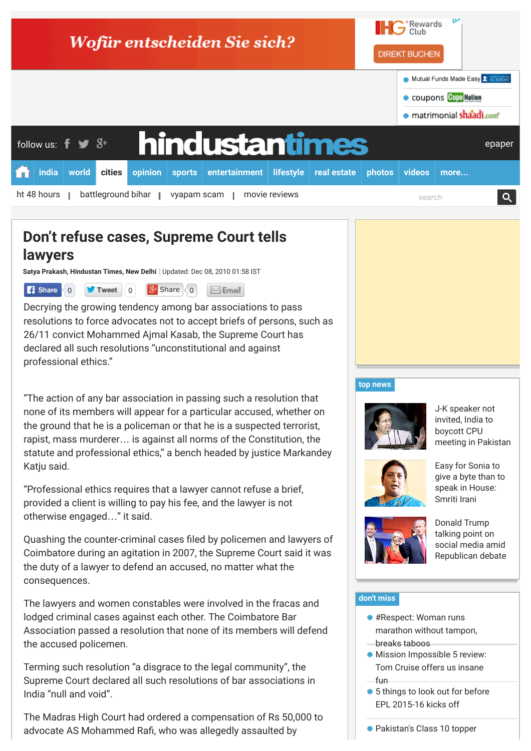# Don't refuse cases, Supreme Court tells lawyers

**Satya Prakash, Hindustan Times, New Delhi** | Updated: Dec 08, 2010 01:58 IST

Decrying the growing tendency among bar associations to pass resolutions to force advocates not to accept briefs of persons, such as 26/11 convict Mohammed Ajmal Kasab, the Supreme Court has declared all such resolutions "unconstitutional and against professional ethics."

"The action of any bar association in passing such a resolution that none of its members will appear for a particular accused, whether on the ground that he is a policeman or that he is a suspected terrorist, rapist, mass murderer… is against all norms of the Constitution, the statute and professional ethics," a bench headed by justice Markandey Katju said.

"Professional ethics requires that a lawyer cannot refuse a brief, provided a client is willing to pay his fee, and the lawyer is not otherwise engaged…" it said.

Quashing the counter-criminal cases filed by policemen and lawyers of Coimbatore during an agitation in 2007, the Supreme Court said it was the duty of a lawyer to defend an accused, no matter what the consequences.

The lawyers and women constables were involved in the fracas and lodged criminal cases against each other. The Coimbatore Bar Association passed a resolution that none of its members will defend the accused policemen.

Terming such resolution "a disgrace to the legal community", the Supreme Court declared all such resolutions of bar associations in India "null and void".

The Madras High Court had ordered a compensation of Rs 50,000 to advocate AS Mohammed Rafi, who was allegedly assaulted by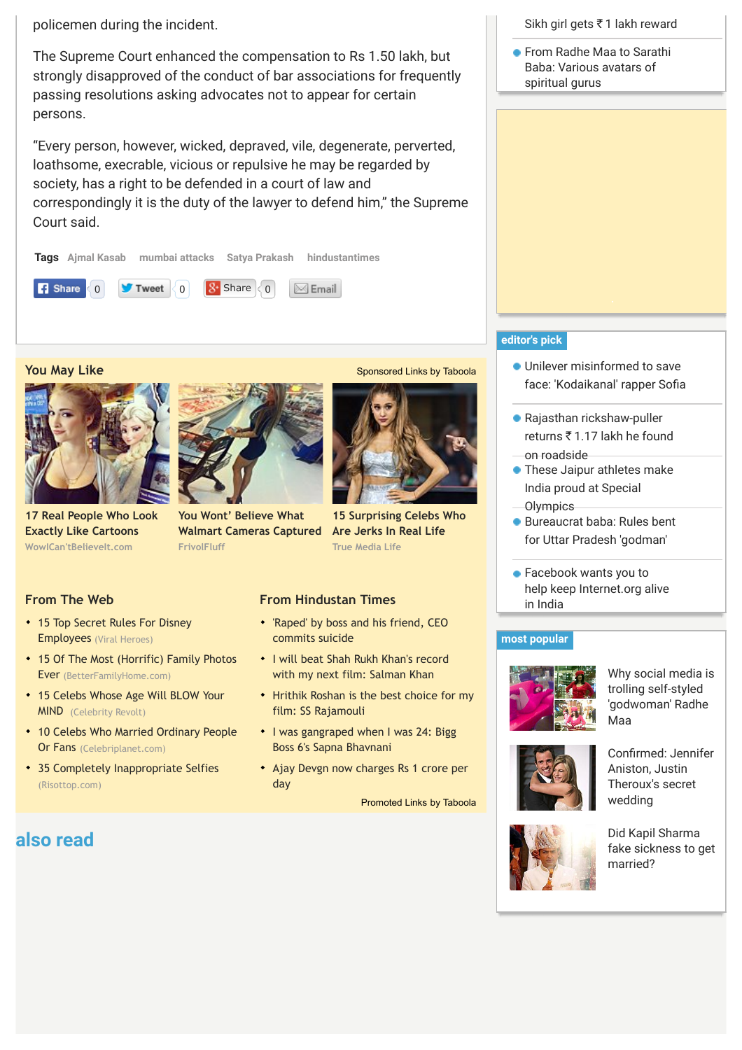policemen during the incident.

The Supreme Court enhanced the compensation to Rs 1.50 lakh, but strongly disapproved of the conduct of bar associations for frequently passing resolutions asking advocates not to appear for certain persons.

“Every person, however, wicked, depraved, vile, degenerate, perverted, loathsome, execrable, vicious or repulsive he may be regarded by society, has a right to be defended in a court of law and correspondingly it is the duty of the lawyer to defend him,” the Supreme Court said.

**Tags** Ajmal Kasab mumbai attacks Satya Prakash hindustantimes

Share 0 Tweet 0 Share 0 Email

## You May Like

Sponsored Links by Taboola

**17 Real People Who Look Exactly Like Cartoons**
WowICan'tBelieveIt.com

**You Wont' Believe What Walmart Cameras Captured**
FrivolFluff

**15 Surprising Celebs Who Are Jerks In Real Life**
True Media Life

### From The Web

- 15 Top Secret Rules For Disney Employees (Viral Heroes)
- 15 Of The Most (Horrific) Family Photos Ever (BetterFamilyHome.com)
- 15 Celebs Whose Age Will BLOW Your MIND (Celebrity Revolt)
- 10 Celebs Who Married Ordinary People Or Fans (Celebriplanet.com)
- 35 Completely Inappropriate Selfies (Risottop.com)

### From Hindustan Times

- 'Raped' by boss and his friend, CEO commits suicide
- I will beat Shah Rukh Khan's record with my next film: Salman Khan
- Hrithik Roshan is the best choice for my film: SS Rajamouli
- I was gangraped when I was 24: Bigg Boss 6's Sapna Bhavnani
- Ajay Devgn now charges Rs 1 crore per day

Promoted Links by Taboola

## also read

- Sikh girl gets ₹ 1 lakh reward
- From Radhe Maa to Sarathi Baba: Various avatars of spiritual gurus

### editor's pick

- Unilever misinformed to save face: 'Kodaikanal' rapper Sofia
- Rajasthan rickshaw-puller returns ₹ 1.17 lakh he found on roadside
- These Jaipur athletes make India proud at Special Olympics
- Bureaucrat baba: Rules bent for Uttar Pradesh 'godman'
- Facebook wants you to help keep Internet.org alive in India

### most popular

- Why social media is trolling self-styled 'godwoman' Radhe Maa
- Confirmed: Jennifer Aniston, Justin Theroux's secret wedding
- Did Kapil Sharma fake sickness to get married?